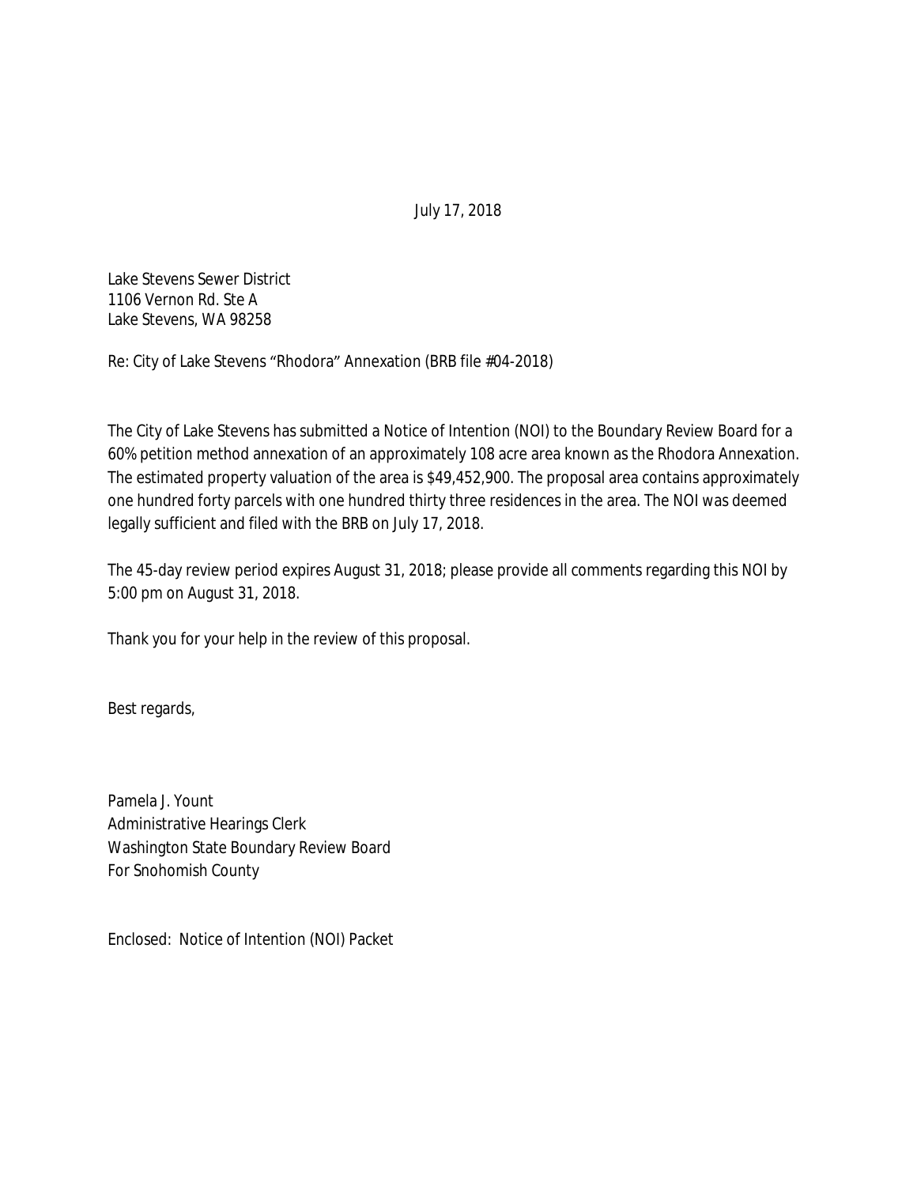July 17, 2018

Lake Stevens Sewer District
1106 Vernon Rd. Ste A
Lake Stevens, WA 98258

Re: City of Lake Stevens "Rhodora" Annexation (BRB file #04-2018)

The City of Lake Stevens has submitted a Notice of Intention (NOI) to the Boundary Review Board for a 60% petition method annexation of an approximately 108 acre area known as the Rhodora Annexation. The estimated property valuation of the area is $49,452,900. The proposal area contains approximately one hundred forty parcels with one hundred thirty three residences in the area. The NOI was deemed legally sufficient and filed with the BRB on July 17, 2018.

The 45-day review period expires August 31, 2018; please provide all comments regarding this NOI by 5:00 pm on August 31, 2018.

Thank you for your help in the review of this proposal.

Best regards,

Pamela J. Yount
Administrative Hearings Clerk
Washington State Boundary Review Board
For Snohomish County

Enclosed: Notice of Intention (NOI) Packet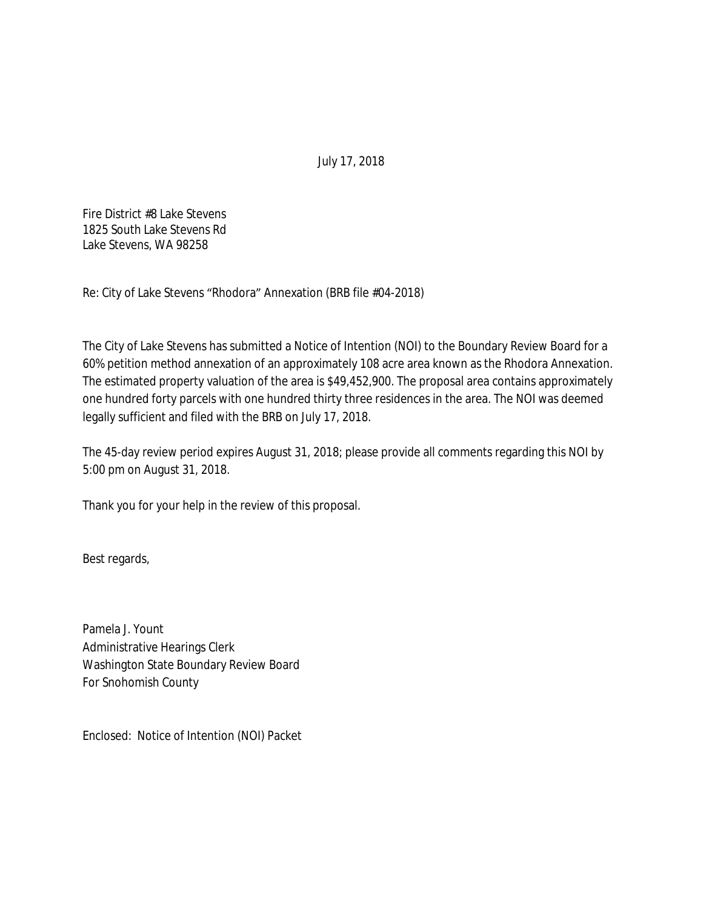July 17, 2018

Fire District #8 Lake Stevens
1825 South Lake Stevens Rd
Lake Stevens, WA 98258

Re: City of Lake Stevens “Rhodora” Annexation (BRB file #04-2018)

The City of Lake Stevens has submitted a Notice of Intention (NOI) to the Boundary Review Board for a 60% petition method annexation of an approximately 108 acre area known as the Rhodora Annexation. The estimated property valuation of the area is $49,452,900. The proposal area contains approximately one hundred forty parcels with one hundred thirty three residences in the area. The NOI was deemed legally sufficient and filed with the BRB on July 17, 2018.

The 45-day review period expires August 31, 2018; please provide all comments regarding this NOI by 5:00 pm on August 31, 2018.

Thank you for your help in the review of this proposal.

Best regards,

Pamela J. Yount
Administrative Hearings Clerk
Washington State Boundary Review Board
For Snohomish County

Enclosed: Notice of Intention (NOI) Packet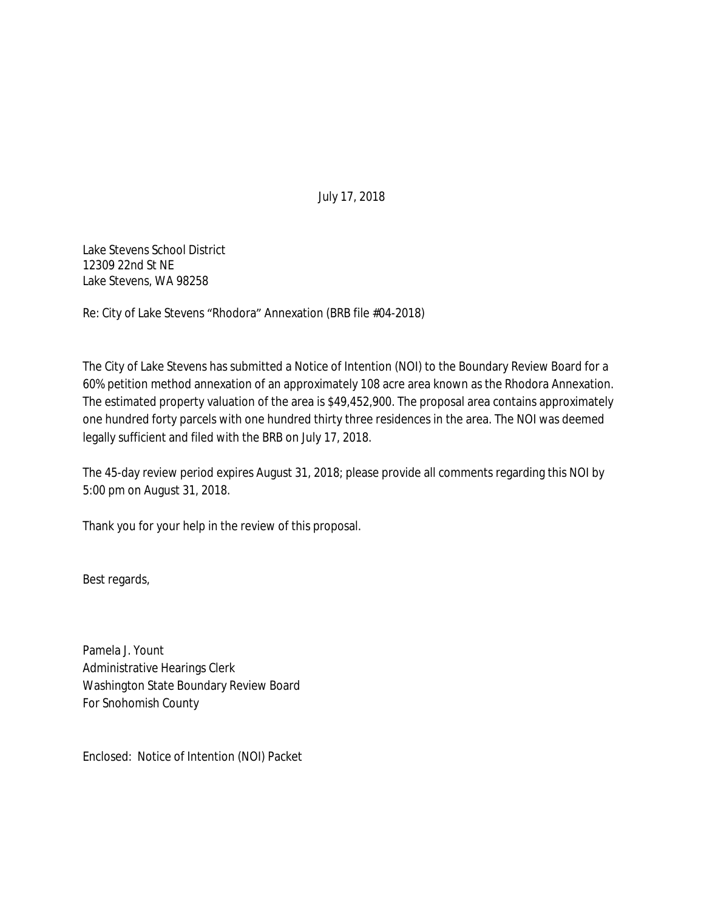July 17, 2018

Lake Stevens School District
12309 22nd St NE
Lake Stevens, WA 98258

Re: City of Lake Stevens "Rhodora" Annexation (BRB file #04-2018)

The City of Lake Stevens has submitted a Notice of Intention (NOI) to the Boundary Review Board for a 60% petition method annexation of an approximately 108 acre area known as the Rhodora Annexation. The estimated property valuation of the area is $49,452,900. The proposal area contains approximately one hundred forty parcels with one hundred thirty three residences in the area. The NOI was deemed legally sufficient and filed with the BRB on July 17, 2018.

The 45-day review period expires August 31, 2018; please provide all comments regarding this NOI by 5:00 pm on August 31, 2018.

Thank you for your help in the review of this proposal.

Best regards,

Pamela J. Yount
Administrative Hearings Clerk
Washington State Boundary Review Board
For Snohomish County

Enclosed: Notice of Intention (NOI) Packet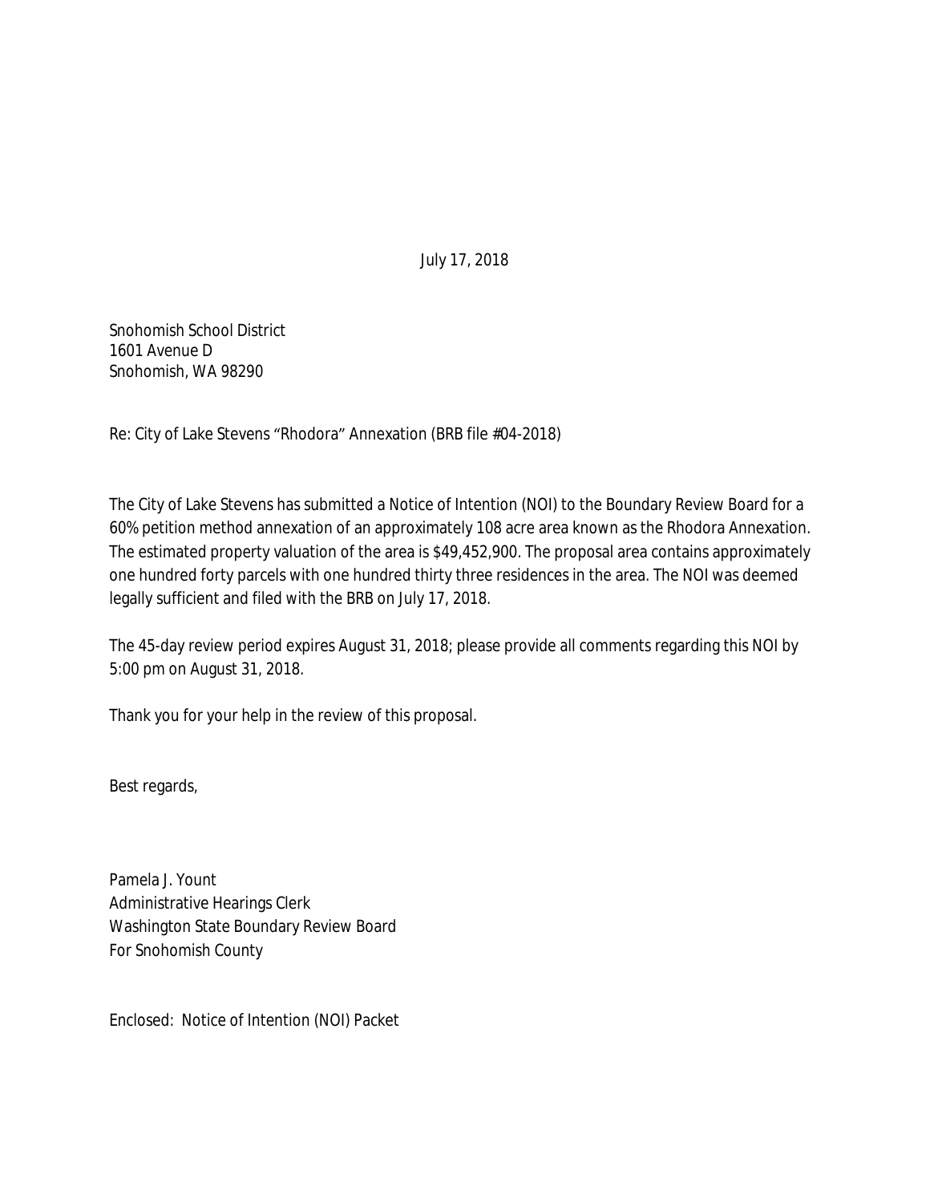July 17, 2018

Snohomish School District
1601 Avenue D
Snohomish, WA 98290

Re: City of Lake Stevens "Rhodora" Annexation (BRB file #04-2018)

The City of Lake Stevens has submitted a Notice of Intention (NOI) to the Boundary Review Board for a 60% petition method annexation of an approximately 108 acre area known as the Rhodora Annexation. The estimated property valuation of the area is $49,452,900. The proposal area contains approximately one hundred forty parcels with one hundred thirty three residences in the area. The NOI was deemed legally sufficient and filed with the BRB on July 17, 2018.

The 45-day review period expires August 31, 2018; please provide all comments regarding this NOI by 5:00 pm on August 31, 2018.

Thank you for your help in the review of this proposal.

Best regards,

Pamela J. Yount
Administrative Hearings Clerk
Washington State Boundary Review Board
For Snohomish County

Enclosed: Notice of Intention (NOI) Packet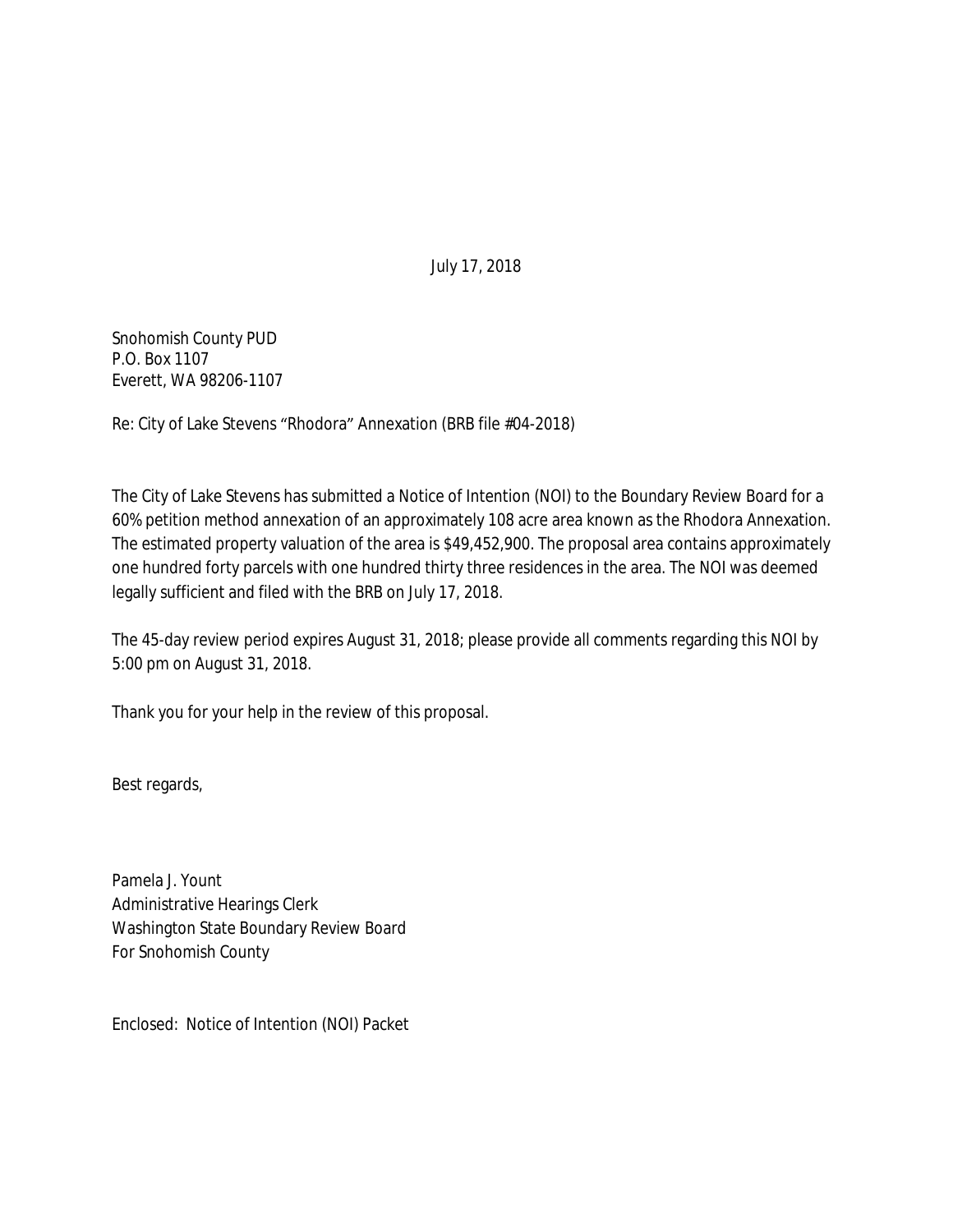July 17, 2018

Snohomish County PUD
P.O. Box 1107
Everett, WA 98206-1107

Re: City of Lake Stevens "Rhodora" Annexation (BRB file #04-2018)

The City of Lake Stevens has submitted a Notice of Intention (NOI) to the Boundary Review Board for a 60% petition method annexation of an approximately 108 acre area known as the Rhodora Annexation. The estimated property valuation of the area is $49,452,900. The proposal area contains approximately one hundred forty parcels with one hundred thirty three residences in the area. The NOI was deemed legally sufficient and filed with the BRB on July 17, 2018.

The 45-day review period expires August 31, 2018; please provide all comments regarding this NOI by 5:00 pm on August 31, 2018.

Thank you for your help in the review of this proposal.

Best regards,

Pamela J. Yount
Administrative Hearings Clerk
Washington State Boundary Review Board
For Snohomish County

Enclosed: Notice of Intention (NOI) Packet